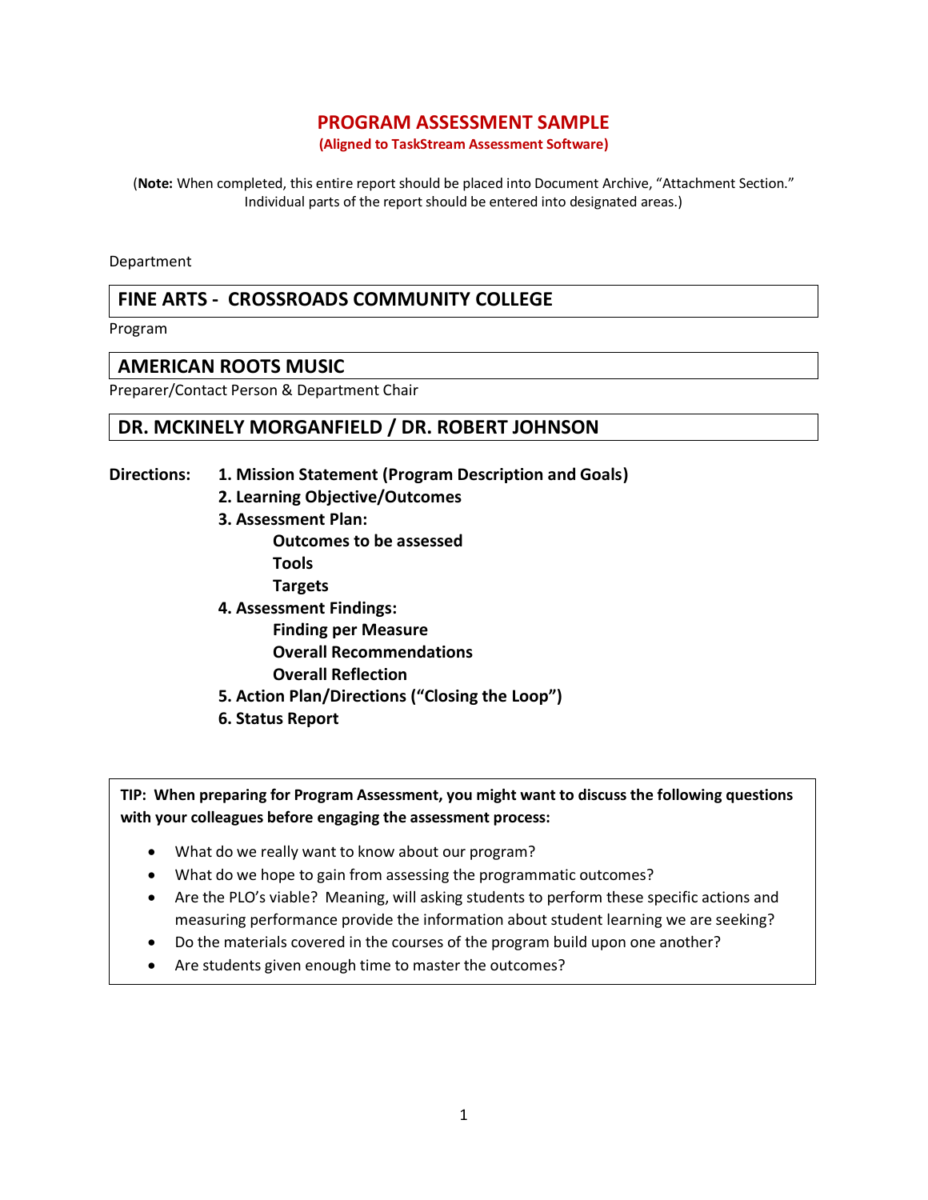# PROGRAM ASSESSMENT SAMPLE

**(Aligned to TaskStream Assessment Software)**

(**Note:** When completed, this entire report should be placed into Document Archive, "Attachment Section." Individual parts of the report should be entered into designated areas.)

Department

| FINE ARTS - CROSSROADS COMMUNITY COLLEGE |
|---|

Program

| AMERICAN ROOTS MUSIC |
|---|

Preparer/Contact Person & Department Chair

| DR. MCKINELY MORGANFIELD / DR. ROBERT JOHNSON |
|---|

**Directions:**

**1. Mission Statement (Program Description and Goals)**

**2. Learning Objective/Outcomes**

**3. Assessment Plan:**

- **Outcomes to be assessed**
- **Tools**
- **Targets**

**4. Assessment Findings:**

- **Finding per Measure**
- **Overall Recommendations**
- **Overall Reflection**

**5. Action Plan/Directions ("Closing the Loop")**

**6. Status Report**

**TIP: When preparing for Program Assessment, you might want to discuss the following questions with your colleagues before engaging the assessment process:**

- What do we really want to know about our program?
- What do we hope to gain from assessing the programmatic outcomes?
- Are the PLO's viable? Meaning, will asking students to perform these specific actions and measuring performance provide the information about student learning we are seeking?
- Do the materials covered in the courses of the program build upon one another?
- Are students given enough time to master the outcomes?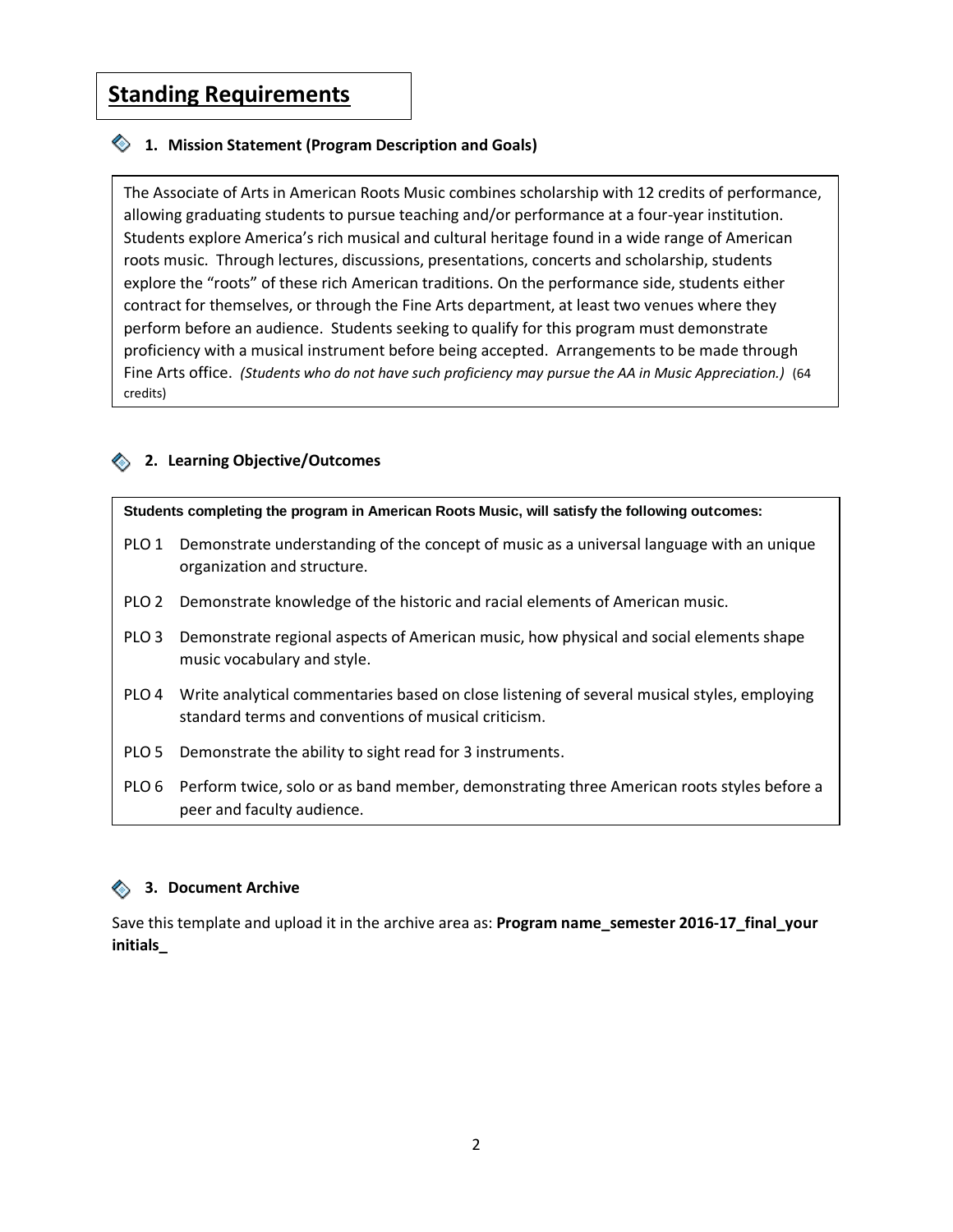## Standing Requirements

### 1. Mission Statement (Program Description and Goals)

The Associate of Arts in American Roots Music combines scholarship with 12 credits of performance, allowing graduating students to pursue teaching and/or performance at a four-year institution. Students explore America's rich musical and cultural heritage found in a wide range of American roots music. Through lectures, discussions, presentations, concerts and scholarship, students explore the "roots" of these rich American traditions. On the performance side, students either contract for themselves, or through the Fine Arts department, at least two venues where they perform before an audience. Students seeking to qualify for this program must demonstrate proficiency with a musical instrument before being accepted. Arrangements to be made through Fine Arts office. *(Students who do not have such proficiency may pursue the AA in Music Appreciation.)* (64 credits)

### 2. Learning Objective/Outcomes

**Students completing the program in American Roots Music, will satisfy the following outcomes:**

- PLO 1 Demonstrate understanding of the concept of music as a universal language with an unique organization and structure.
- PLO 2 Demonstrate knowledge of the historic and racial elements of American music.
- PLO 3 Demonstrate regional aspects of American music, how physical and social elements shape music vocabulary and style.
- PLO 4 Write analytical commentaries based on close listening of several musical styles, employing standard terms and conventions of musical criticism.
- PLO 5 Demonstrate the ability to sight read for 3 instruments.
- PLO 6 Perform twice, solo or as band member, demonstrating three American roots styles before a peer and faculty audience.

### 3. Document Archive

Save this template and upload it in the archive area as: **Program name_semester 2016-17_final_your initials_**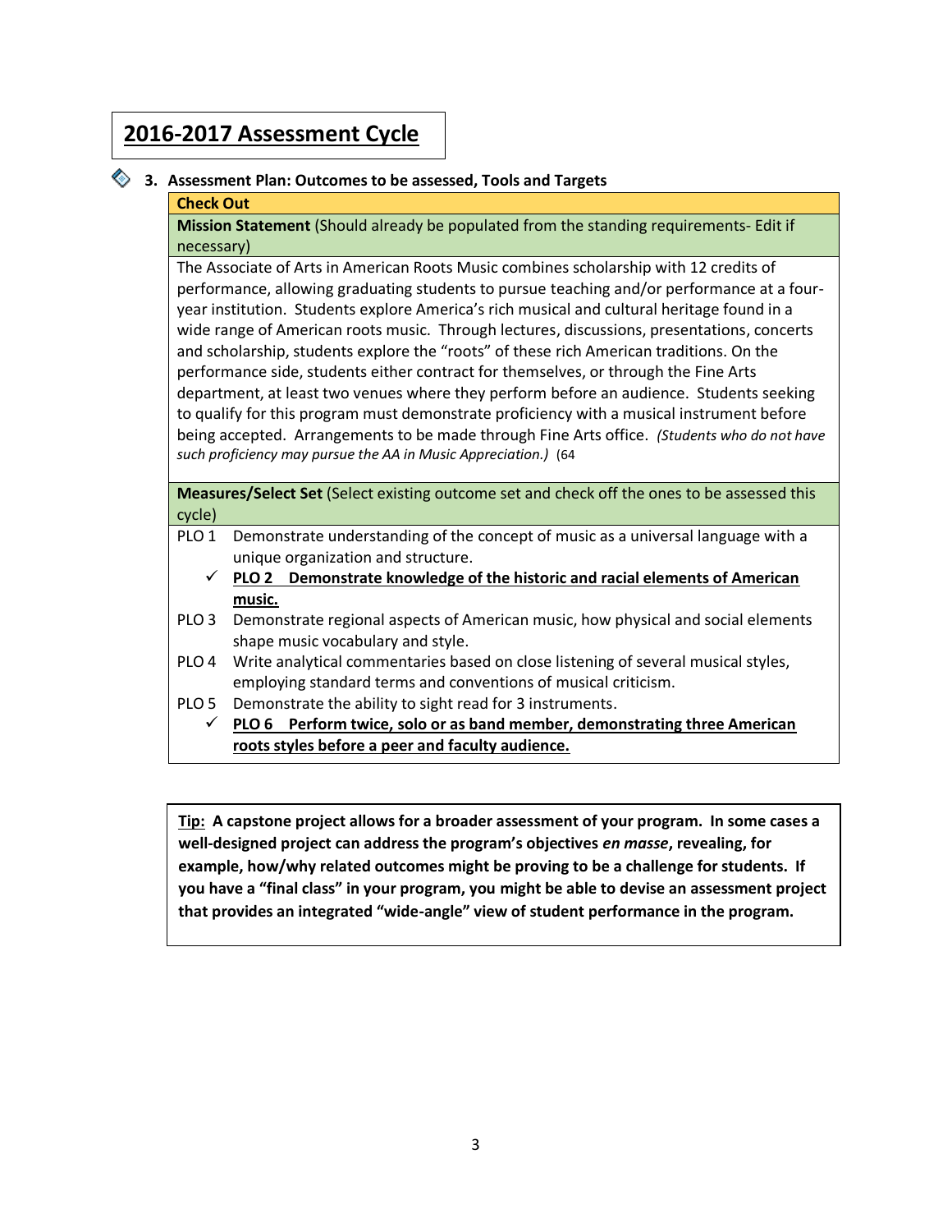# 2016-2017 Assessment Cycle

### 3. Assessment Plan: Outcomes to be assessed, Tools and Targets

**Check Out**

**Mission Statement** (Should already be populated from the standing requirements- Edit if necessary)

The Associate of Arts in American Roots Music combines scholarship with 12 credits of performance, allowing graduating students to pursue teaching and/or performance at a four-year institution. Students explore America's rich musical and cultural heritage found in a wide range of American roots music. Through lectures, discussions, presentations, concerts and scholarship, students explore the "roots" of these rich American traditions. On the performance side, students either contract for themselves, or through the Fine Arts department, at least two venues where they perform before an audience. Students seeking to qualify for this program must demonstrate proficiency with a musical instrument before being accepted. Arrangements to be made through Fine Arts office. *(Students who do not have such proficiency may pursue the AA in Music Appreciation.)* (64

**Measures/Select Set** (Select existing outcome set and check off the ones to be assessed this cycle)

- PLO 1 Demonstrate understanding of the concept of music as a universal language with a unique organization and structure.
- ✓ **PLO 2 Demonstrate knowledge of the historic and racial elements of American music.**
- PLO 3 Demonstrate regional aspects of American music, how physical and social elements shape music vocabulary and style.
- PLO 4 Write analytical commentaries based on close listening of several musical styles, employing standard terms and conventions of musical criticism.
- PLO 5 Demonstrate the ability to sight read for 3 instruments.
- ✓ **PLO 6 Perform twice, solo or as band member, demonstrating three American roots styles before a peer and faculty audience.**

**Tip: A capstone project allows for a broader assessment of your program. In some cases a well-designed project can address the program's objectives *en masse*, revealing, for example, how/why related outcomes might be proving to be a challenge for students. If you have a "final class" in your program, you might be able to devise an assessment project that provides an integrated "wide-angle" view of student performance in the program.**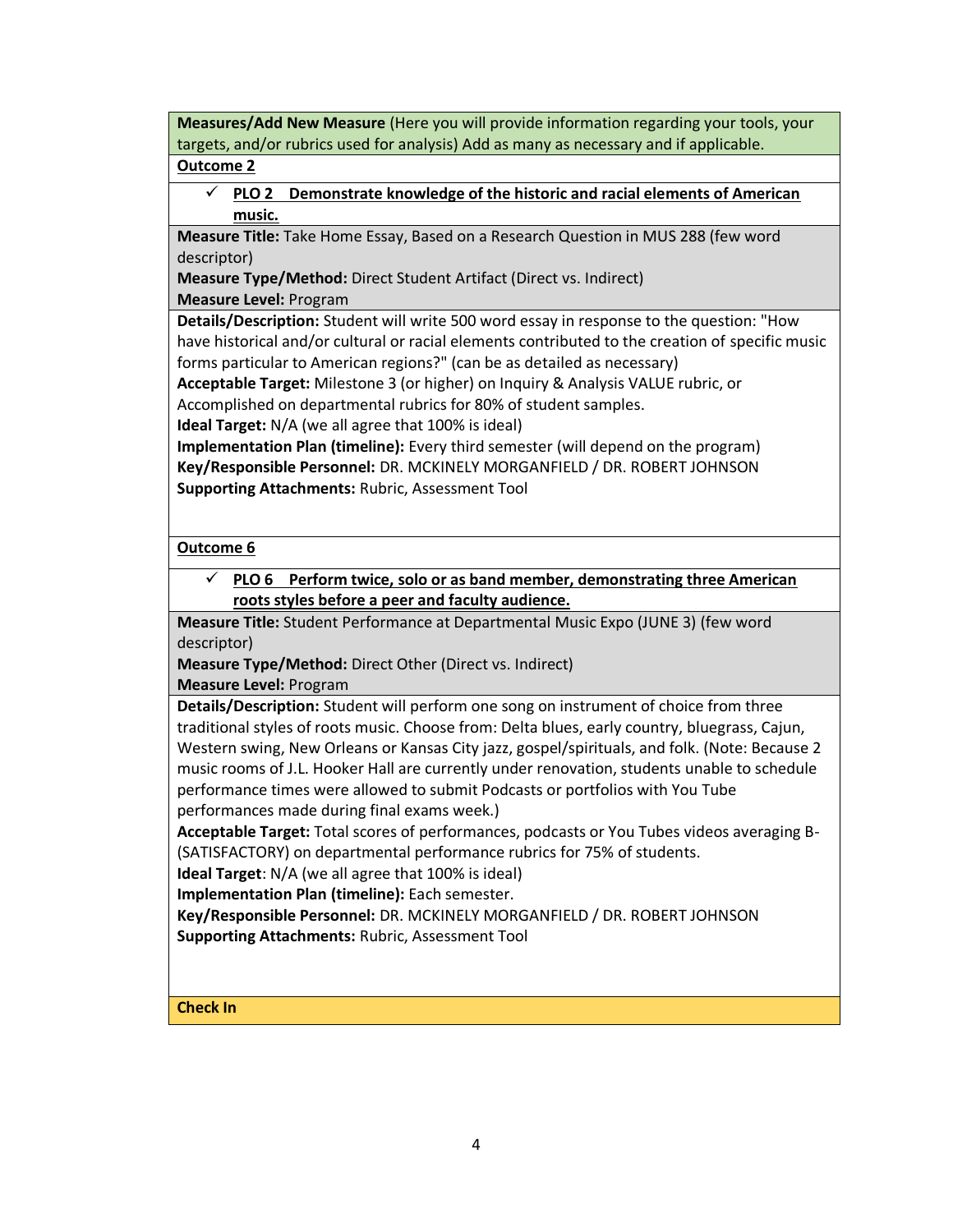**Measures/Add New Measure** (Here you will provide information regarding your tools, your targets, and/or rubrics used for analysis) Add as many as necessary and if applicable.

**Outcome 2**

- ✓ **PLO 2 Demonstrate knowledge of the historic and racial elements of American music.**

**Measure Title:** Take Home Essay, Based on a Research Question in MUS 288 (few word descriptor)

**Measure Type/Method:** Direct Student Artifact (Direct vs. Indirect)

**Measure Level:** Program

**Details/Description:** Student will write 500 word essay in response to the question: "How have historical and/or cultural or racial elements contributed to the creation of specific music forms particular to American regions?" (can be as detailed as necessary)

**Acceptable Target:** Milestone 3 (or higher) on Inquiry & Analysis VALUE rubric, or Accomplished on departmental rubrics for 80% of student samples.

**Ideal Target:** N/A (we all agree that 100% is ideal)

**Implementation Plan (timeline):** Every third semester (will depend on the program)

**Key/Responsible Personnel:** DR. MCKINELY MORGANFIELD / DR. ROBERT JOHNSON

**Supporting Attachments:** Rubric, Assessment Tool

**Outcome 6**

- ✓ **PLO 6 Perform twice, solo or as band member, demonstrating three American roots styles before a peer and faculty audience.**

**Measure Title:** Student Performance at Departmental Music Expo (JUNE 3) (few word descriptor)

**Measure Type/Method:** Direct Other (Direct vs. Indirect)

**Measure Level:** Program

**Details/Description:** Student will perform one song on instrument of choice from three traditional styles of roots music. Choose from: Delta blues, early country, bluegrass, Cajun, Western swing, New Orleans or Kansas City jazz, gospel/spirituals, and folk. (Note: Because 2 music rooms of J.L. Hooker Hall are currently under renovation, students unable to schedule performance times were allowed to submit Podcasts or portfolios with You Tube performances made during final exams week.)

**Acceptable Target:** Total scores of performances, podcasts or You Tubes videos averaging B- (SATISFACTORY) on departmental performance rubrics for 75% of students.

**Ideal Target**: N/A (we all agree that 100% is ideal)

**Implementation Plan (timeline):** Each semester.

**Key/Responsible Personnel:** DR. MCKINELY MORGANFIELD / DR. ROBERT JOHNSON

**Supporting Attachments:** Rubric, Assessment Tool

**Check In**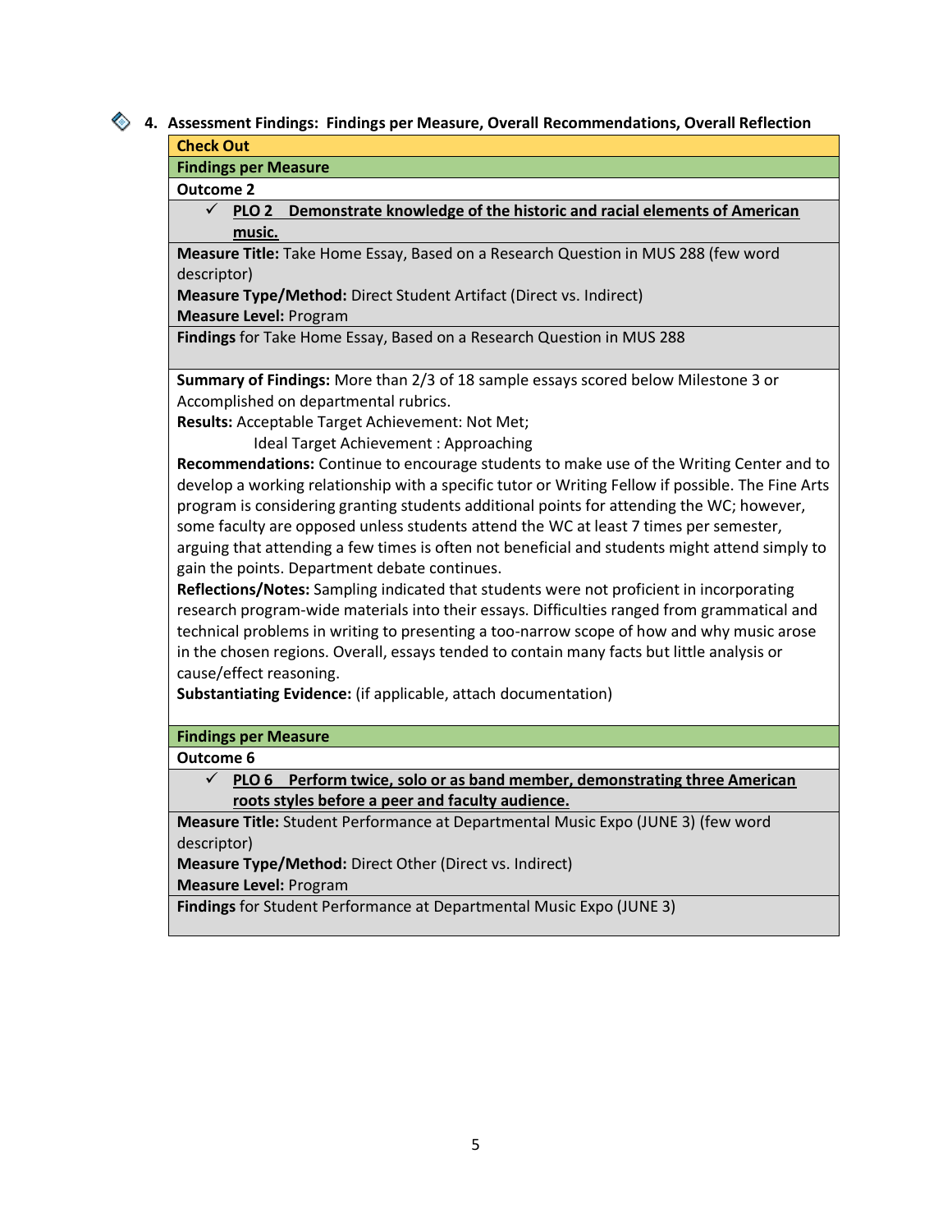## 4. Assessment Findings: Findings per Measure, Overall Recommendations, Overall Reflection

**Check Out**

**Findings per Measure**

**Outcome 2**

✓ **PLO 2 Demonstrate knowledge of the historic and racial elements of American music.**

**Measure Title:** Take Home Essay, Based on a Research Question in MUS 288 (few word descriptor)

**Measure Type/Method:** Direct Student Artifact (Direct vs. Indirect)

**Measure Level:** Program

**Findings** for Take Home Essay, Based on a Research Question in MUS 288

**Summary of Findings:** More than 2/3 of 18 sample essays scored below Milestone 3 or Accomplished on departmental rubrics.

**Results:** Acceptable Target Achievement: Not Met;

Ideal Target Achievement : Approaching

**Recommendations:** Continue to encourage students to make use of the Writing Center and to develop a working relationship with a specific tutor or Writing Fellow if possible. The Fine Arts program is considering granting students additional points for attending the WC; however, some faculty are opposed unless students attend the WC at least 7 times per semester, arguing that attending a few times is often not beneficial and students might attend simply to gain the points. Department debate continues.

**Reflections/Notes:** Sampling indicated that students were not proficient in incorporating research program-wide materials into their essays. Difficulties ranged from grammatical and technical problems in writing to presenting a too-narrow scope of how and why music arose in the chosen regions. Overall, essays tended to contain many facts but little analysis or cause/effect reasoning.

**Substantiating Evidence:** (if applicable, attach documentation)

**Findings per Measure**

**Outcome 6**

✓ **PLO 6 Perform twice, solo or as band member, demonstrating three American roots styles before a peer and faculty audience.**

**Measure Title:** Student Performance at Departmental Music Expo (JUNE 3) (few word descriptor)

**Measure Type/Method:** Direct Other (Direct vs. Indirect)

**Measure Level:** Program

**Findings** for Student Performance at Departmental Music Expo (JUNE 3)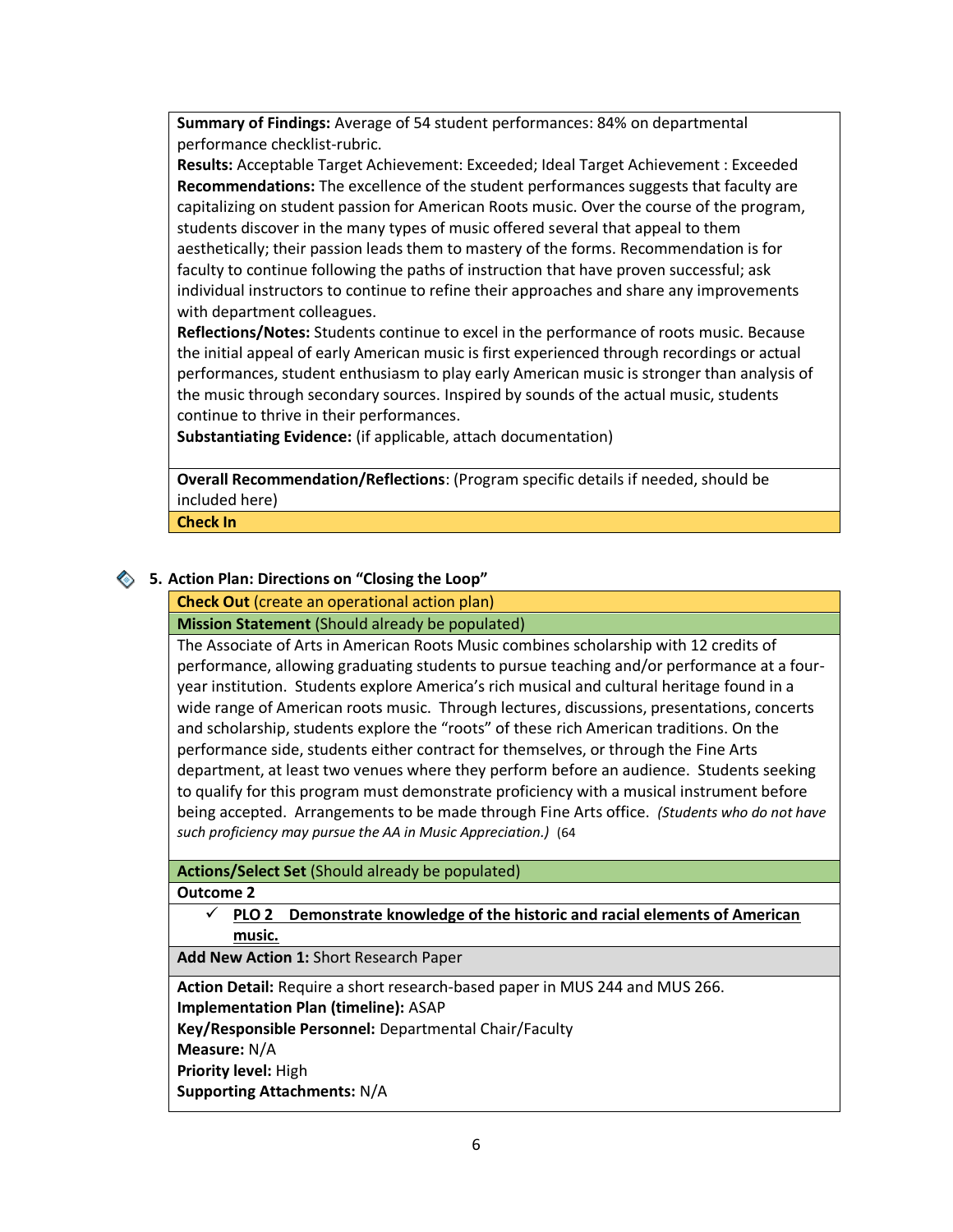**Summary of Findings:** Average of 54 student performances: 84% on departmental performance checklist-rubric.
**Results:** Acceptable Target Achievement: Exceeded; Ideal Target Achievement : Exceeded
**Recommendations:** The excellence of the student performances suggests that faculty are capitalizing on student passion for American Roots music. Over the course of the program, students discover in the many types of music offered several that appeal to them aesthetically; their passion leads them to mastery of the forms. Recommendation is for faculty to continue following the paths of instruction that have proven successful; ask individual instructors to continue to refine their approaches and share any improvements with department colleagues.
**Reflections/Notes:** Students continue to excel in the performance of roots music. Because the initial appeal of early American music is first experienced through recordings or actual performances, student enthusiasm to play early American music is stronger than analysis of the music through secondary sources. Inspired by sounds of the actual music, students continue to thrive in their performances.
**Substantiating Evidence:** (if applicable, attach documentation)

**Overall Recommendation/Reflections**: (Program specific details if needed, should be included here)

**Check In**

### 5. Action Plan: Directions on "Closing the Loop"

**Check Out** (create an operational action plan)

**Mission Statement** (Should already be populated)

The Associate of Arts in American Roots Music combines scholarship with 12 credits of performance, allowing graduating students to pursue teaching and/or performance at a four-year institution. Students explore America's rich musical and cultural heritage found in a wide range of American roots music. Through lectures, discussions, presentations, concerts and scholarship, students explore the "roots" of these rich American traditions. On the performance side, students either contract for themselves, or through the Fine Arts department, at least two venues where they perform before an audience. Students seeking to qualify for this program must demonstrate proficiency with a musical instrument before being accepted. Arrangements to be made through Fine Arts office. *(Students who do not have such proficiency may pursue the AA in Music Appreciation.)* (64

**Actions/Select Set** (Should already be populated)

**Outcome 2**

- ✓ **PLO 2 Demonstrate knowledge of the historic and racial elements of American music.**

**Add New Action 1:** Short Research Paper

**Action Detail:** Require a short research-based paper in MUS 244 and MUS 266.
**Implementation Plan (timeline):** ASAP
**Key/Responsible Personnel:** Departmental Chair/Faculty
**Measure:** N/A
**Priority level:** High
**Supporting Attachments:** N/A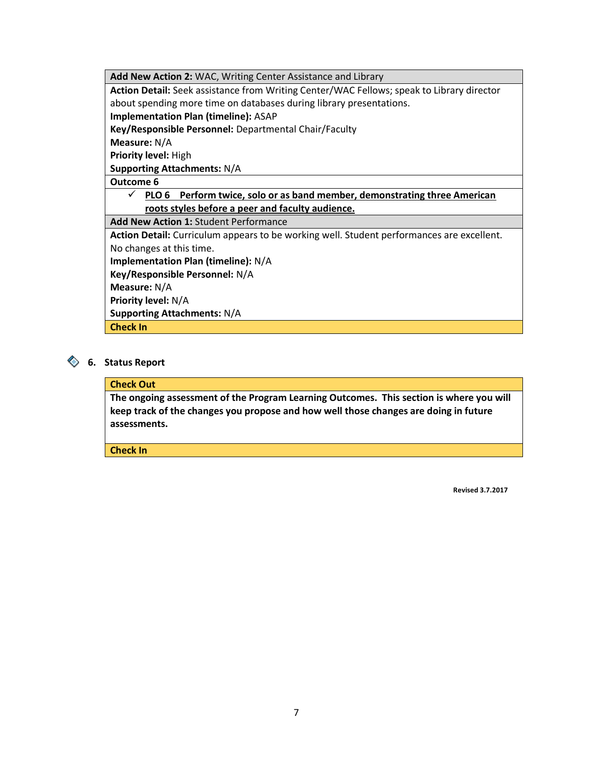**Add New Action 2:** WAC, Writing Center Assistance and Library

**Action Detail:** Seek assistance from Writing Center/WAC Fellows; speak to Library director about spending more time on databases during library presentations.

**Implementation Plan (timeline):** ASAP

**Key/Responsible Personnel:** Departmental Chair/Faculty

**Measure:** N/A

**Priority level:** High

**Supporting Attachments:** N/A

**Outcome 6**

- ✓ **PLO 6 Perform twice, solo or as band member, demonstrating three American roots styles before a peer and faculty audience.**

**Add New Action 1:** Student Performance

**Action Detail:** Curriculum appears to be working well. Student performances are excellent. No changes at this time.

**Implementation Plan (timeline):** N/A

**Key/Responsible Personnel:** N/A

**Measure:** N/A

**Priority level:** N/A

**Supporting Attachments:** N/A

**Check In**

## 6. Status Report

**Check Out**

**The ongoing assessment of the Program Learning Outcomes. This section is where you will keep track of the changes you propose and how well those changes are doing in future assessments.**

**Check In**

**Revised 3.7.2017**